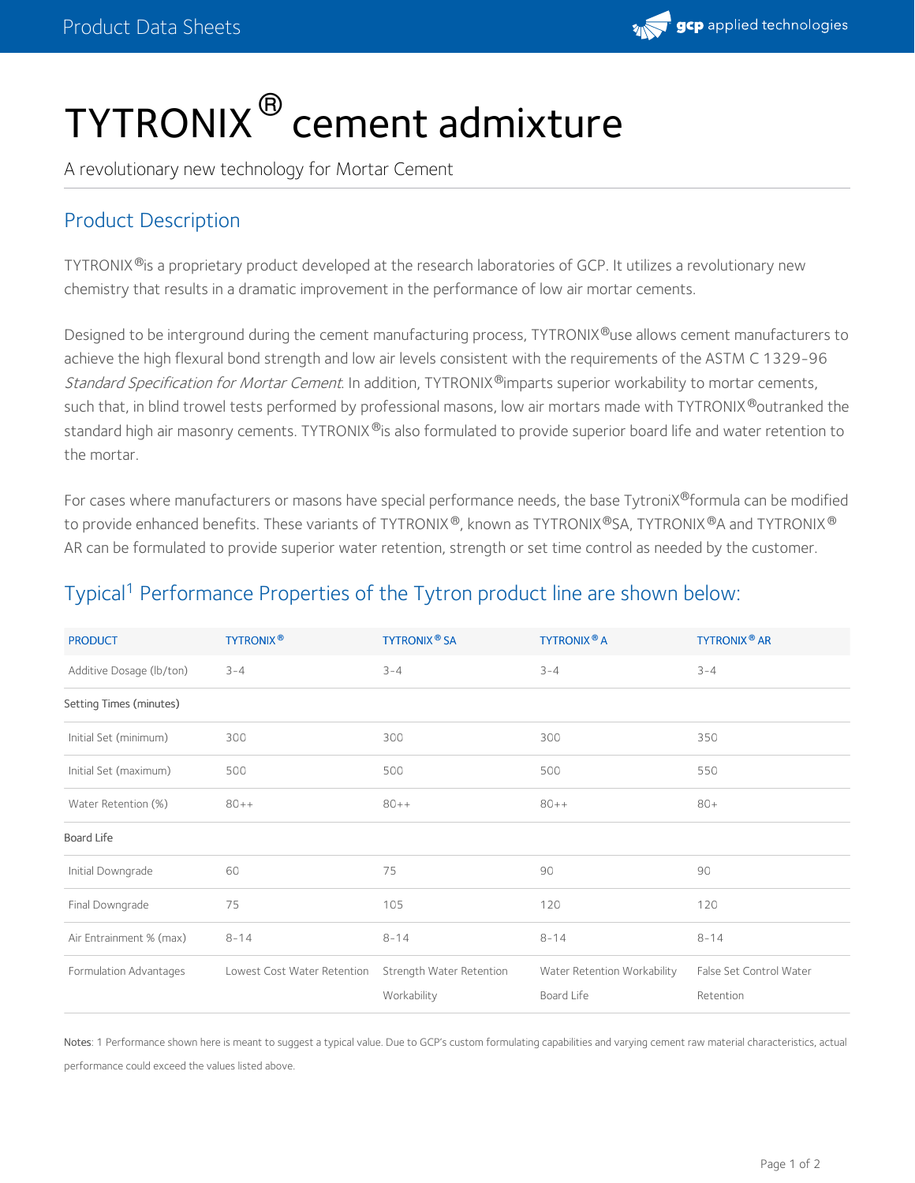# TYTRONIX® cement admixture

A revolutionary new technology for Mortar Cement

## Product Description

TYTRONIX®is a proprietary product developed at the research laboratories of GCP. It utilizes a revolutionary new chemistry that results in a dramatic improvement in the performance of low air mortar cements.

Designed to be interground during the cement manufacturing process, TYTRONIX®use allows cement manufacturers to achieve the high flexural bond strength and low air levels consistent with the requirements of the ASTM C 1329-96 *Standard Specification for Mortar Cement*. In addition, TYTRONIX®imparts superior workability to mortar cements, such that, in blind trowel tests performed by professional masons, low air mortars made with TYTRONIX®outranked the standard high air masonry cements. TYTRONIX®is also formulated to provide superior board life and water retention to the mortar.

For cases where manufacturers or masons have special performance needs, the base TytroniX®formula can be modified to provide enhanced benefits. These variants of TYTRONIX®, known as TYTRONIX®SA, TYTRONIX®A and TYTRONIX® AR can be formulated to provide superior water retention, strength or set time control as needed by the customer.

## Typical[1] Performance Properties of the Tytron product line are shown below:

| PRODUCT | TYTRONIX® | TYTRONIX® SA | TYTRONIX® A | TYTRONIX® AR |
|---|---|---|---|---|
| Additive Dosage (lb/ton) | 3-4 | 3-4 | 3-4 | 3-4 |
| Setting Times (minutes) | | | | |
| Initial Set (minimum) | 300 | 300 | 300 | 350 |
| Initial Set (maximum) | 500 | 500 | 500 | 550 |
| Water Retention (%) | 80++ | 80++ | 80++ | 80+ |
| Board Life | | | | |
| Initial Downgrade | 60 | 75 | 90 | 90 |
| Final Downgrade | 75 | 105 | 120 | 120 |
| Air Entrainment % (max) | 8-14 | 8-14 | 8-14 | 8-14 |
| Formulation Advantages | Lowest Cost Water Retention | Strength Water Retention Workability | Water Retention Workability Board Life | False Set Control Water Retention |

Notes: 1 Performance shown here is meant to suggest a typical value. Due to GCP's custom formulating capabilities and varying cement raw material characteristics, actual performance could exceed the values listed above.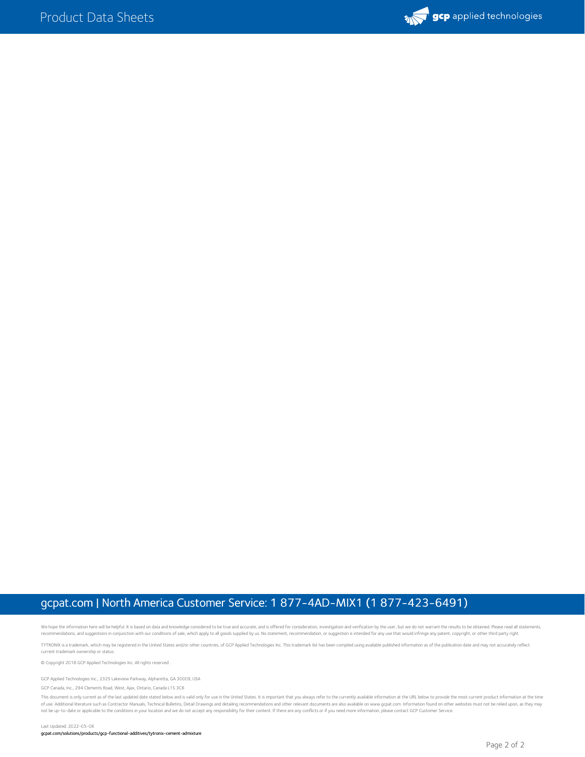gcpat.com | North America Customer Service: 1 877-4AD-MIX1 (1 877-423-6491)

We hope the information here will be helpful. It is based on data and knowledge considered to be true and accurate, and is offered for consideration, investigation and verification by the user, but we do not warrant the results to be obtained. Please read all statements, recommendations, and suggestions in conjunction with our conditions of sale, which apply to all goods supplied by us. No statement, recommendation, or suggestion is intended for any use that would infringe any patent, copyright, or other third party right.

TYTRONIX is a trademark, which may be registered in the United States and/or other countries, of GCP Applied Technologies Inc. This trademark list has been compiled using available published information as of the publication date and may not accurately reflect current trademark ownership or status.

© Copyright 2018 GCP Applied Technologies Inc. All rights reserved .

GCP Applied Technologies Inc., 2325 Lakeview Parkway, Alpharetta, GA 30009, USA

GCP Canada, Inc., 294 Clements Road, West, Ajax, Ontario, Canada L1S 3C6

This document is only current as of the last updated date stated below and is valid only for use in the United States. It is important that you always refer to the currently available information at the URL below to provide the most current product information at the time of use. Additional literature such as Contractor Manuals, Technical Bulletins, Detail Drawings and detailing recommendations and other relevant documents are also available on www.gcpat.com. Information found on other websites must not be relied upon, as they may not be up-to-date or applicable to the conditions in your location and we do not accept any responsibility for their content. If there are any conflicts or if you need more information, please contact GCP Customer Service.

Last Updated: 2022-05-06

gcpat.com/solutions/products/gcp-functional-additives/tytronix-cement-admixture